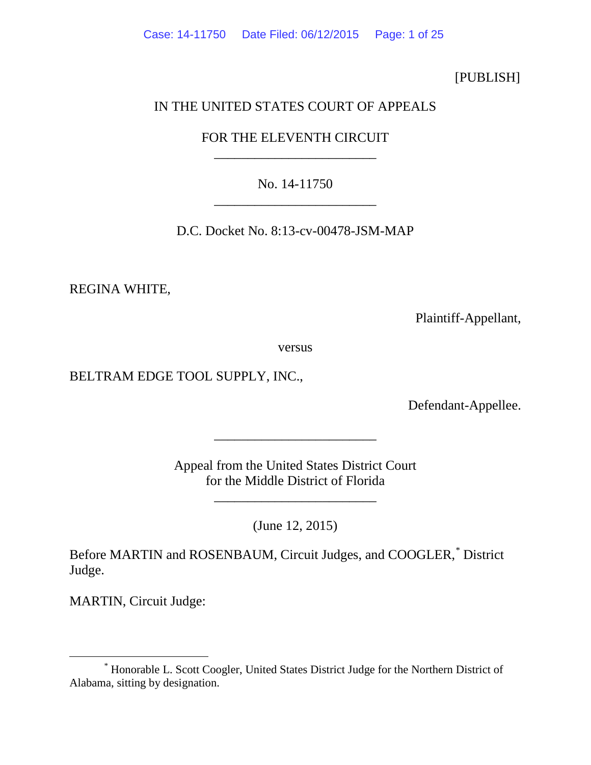[PUBLISH]

IN THE UNITED STATES COURT OF APPEALS

FOR THE ELEVENTH CIRCUIT

________________________

No. 14-11750

________________________

D.C. Docket No. 8:13-cv-00478-JSM-MAP

REGINA WHITE,

Plaintiff-Appellant,

versus

BELTRAM EDGE TOOL SUPPLY, INC.,

Defendant-Appellee.

________________________

Appeal from the United States District Court
for the Middle District of Florida

________________________

(June 12, 2015)

Before MARTIN and ROSENBAUM, Circuit Judges, and COOGLER,* District Judge.

MARTIN, Circuit Judge:

---

* Honorable L. Scott Coogler, United States District Judge for the Northern District of Alabama, sitting by designation.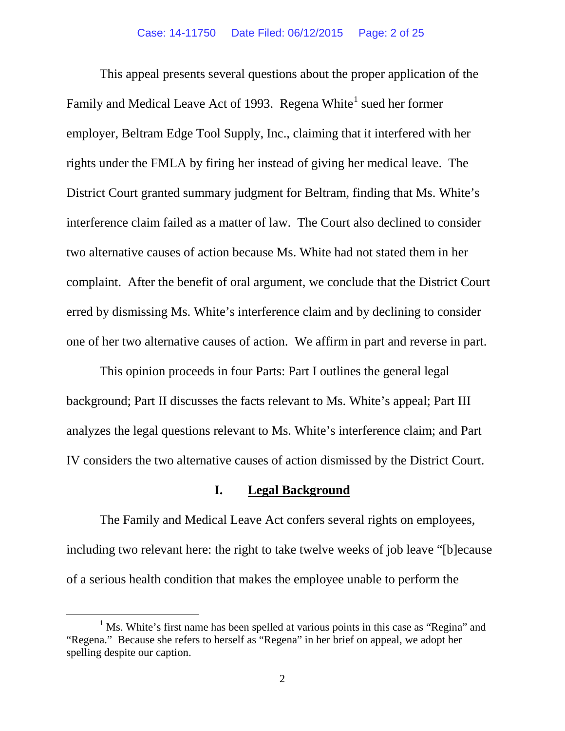This appeal presents several questions about the proper application of the Family and Medical Leave Act of 1993. Regena White[1] sued her former employer, Beltram Edge Tool Supply, Inc., claiming that it interfered with her rights under the FMLA by firing her instead of giving her medical leave. The District Court granted summary judgment for Beltram, finding that Ms. White's interference claim failed as a matter of law. The Court also declined to consider two alternative causes of action because Ms. White had not stated them in her complaint. After the benefit of oral argument, we conclude that the District Court erred by dismissing Ms. White's interference claim and by declining to consider one of her two alternative causes of action. We affirm in part and reverse in part.

This opinion proceeds in four Parts: Part I outlines the general legal background; Part II discusses the facts relevant to Ms. White's appeal; Part III analyzes the legal questions relevant to Ms. White's interference claim; and Part IV considers the two alternative causes of action dismissed by the District Court.

## I. <u>Legal Background</u>

The Family and Medical Leave Act confers several rights on employees, including two relevant here: the right to take twelve weeks of job leave "[b]ecause of a serious health condition that makes the employee unable to perform the

---

[1] Ms. White's first name has been spelled at various points in this case as "Regina" and "Regena." Because she refers to herself as "Regena" in her brief on appeal, we adopt her spelling despite our caption.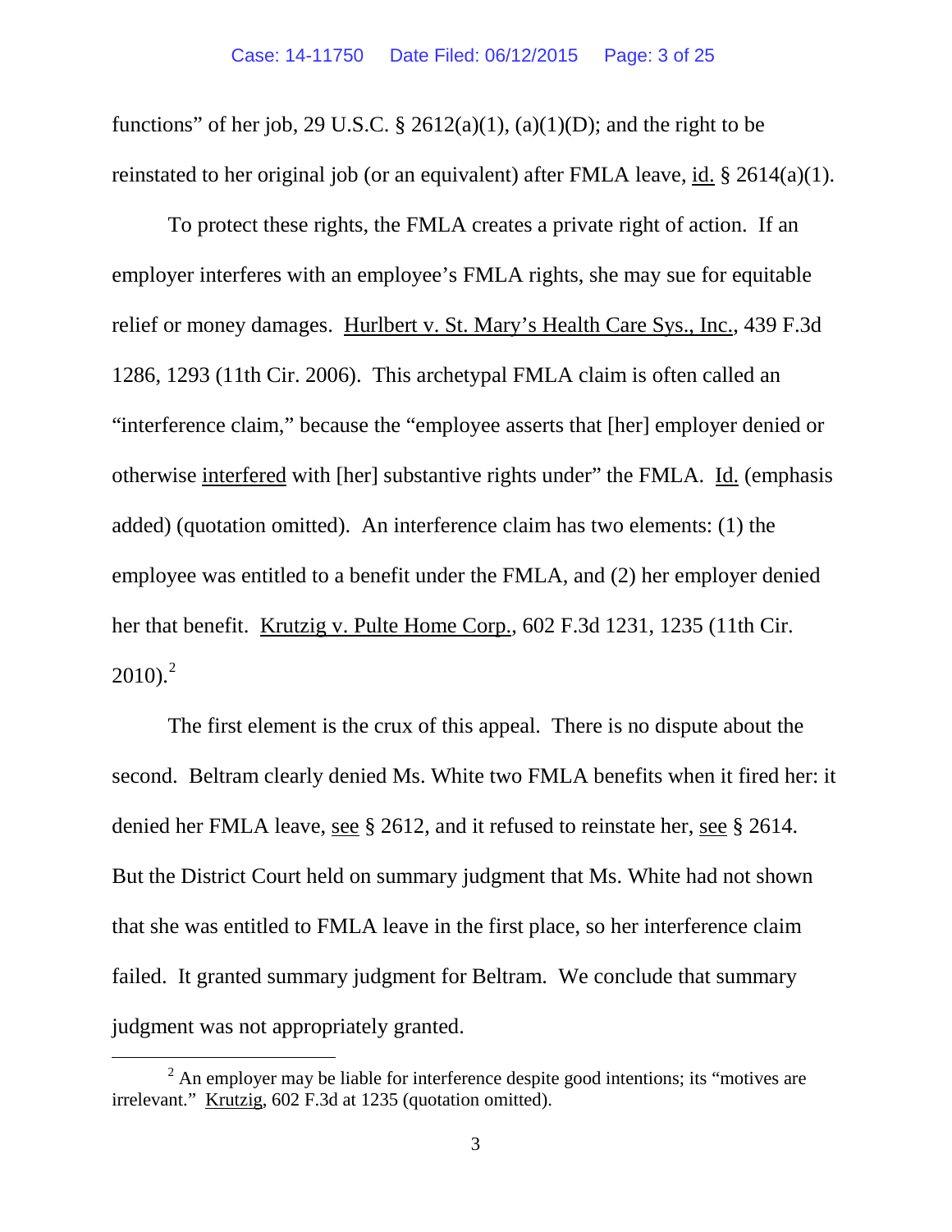functions" of her job, 29 U.S.C. § 2612(a)(1), (a)(1)(D); and the right to be reinstated to her original job (or an equivalent) after FMLA leave, id. § 2614(a)(1).

To protect these rights, the FMLA creates a private right of action. If an employer interferes with an employee's FMLA rights, she may sue for equitable relief or money damages. Hurlbert v. St. Mary's Health Care Sys., Inc., 439 F.3d 1286, 1293 (11th Cir. 2006). This archetypal FMLA claim is often called an "interference claim," because the "employee asserts that [her] employer denied or otherwise interfered with [her] substantive rights under" the FMLA. Id. (emphasis added) (quotation omitted). An interference claim has two elements: (1) the employee was entitled to a benefit under the FMLA, and (2) her employer denied her that benefit. Krutzig v. Pulte Home Corp., 602 F.3d 1231, 1235 (11th Cir. 2010).[2]

The first element is the crux of this appeal. There is no dispute about the second. Beltram clearly denied Ms. White two FMLA benefits when it fired her: it denied her FMLA leave, see § 2612, and it refused to reinstate her, see § 2614. But the District Court held on summary judgment that Ms. White had not shown that she was entitled to FMLA leave in the first place, so her interference claim failed. It granted summary judgment for Beltram. We conclude that summary judgment was not appropriately granted.

[2] An employer may be liable for interference despite good intentions; its "motives are irrelevant." Krutzig, 602 F.3d at 1235 (quotation omitted).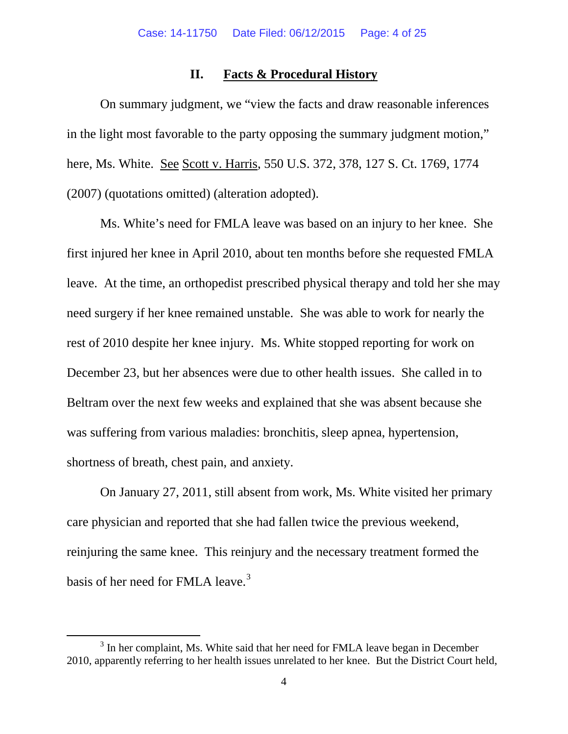## II. Facts & Procedural History

On summary judgment, we "view the facts and draw reasonable inferences in the light most favorable to the party opposing the summary judgment motion," here, Ms. White. See Scott v. Harris, 550 U.S. 372, 378, 127 S. Ct. 1769, 1774 (2007) (quotations omitted) (alteration adopted).

Ms. White's need for FMLA leave was based on an injury to her knee. She first injured her knee in April 2010, about ten months before she requested FMLA leave. At the time, an orthopedist prescribed physical therapy and told her she may need surgery if her knee remained unstable. She was able to work for nearly the rest of 2010 despite her knee injury. Ms. White stopped reporting for work on December 23, but her absences were due to other health issues. She called in to Beltram over the next few weeks and explained that she was absent because she was suffering from various maladies: bronchitis, sleep apnea, hypertension, shortness of breath, chest pain, and anxiety.

On January 27, 2011, still absent from work, Ms. White visited her primary care physician and reported that she had fallen twice the previous weekend, reinjuring the same knee. This reinjury and the necessary treatment formed the basis of her need for FMLA leave.[3]

[3] In her complaint, Ms. White said that her need for FMLA leave began in December 2010, apparently referring to her health issues unrelated to her knee. But the District Court held,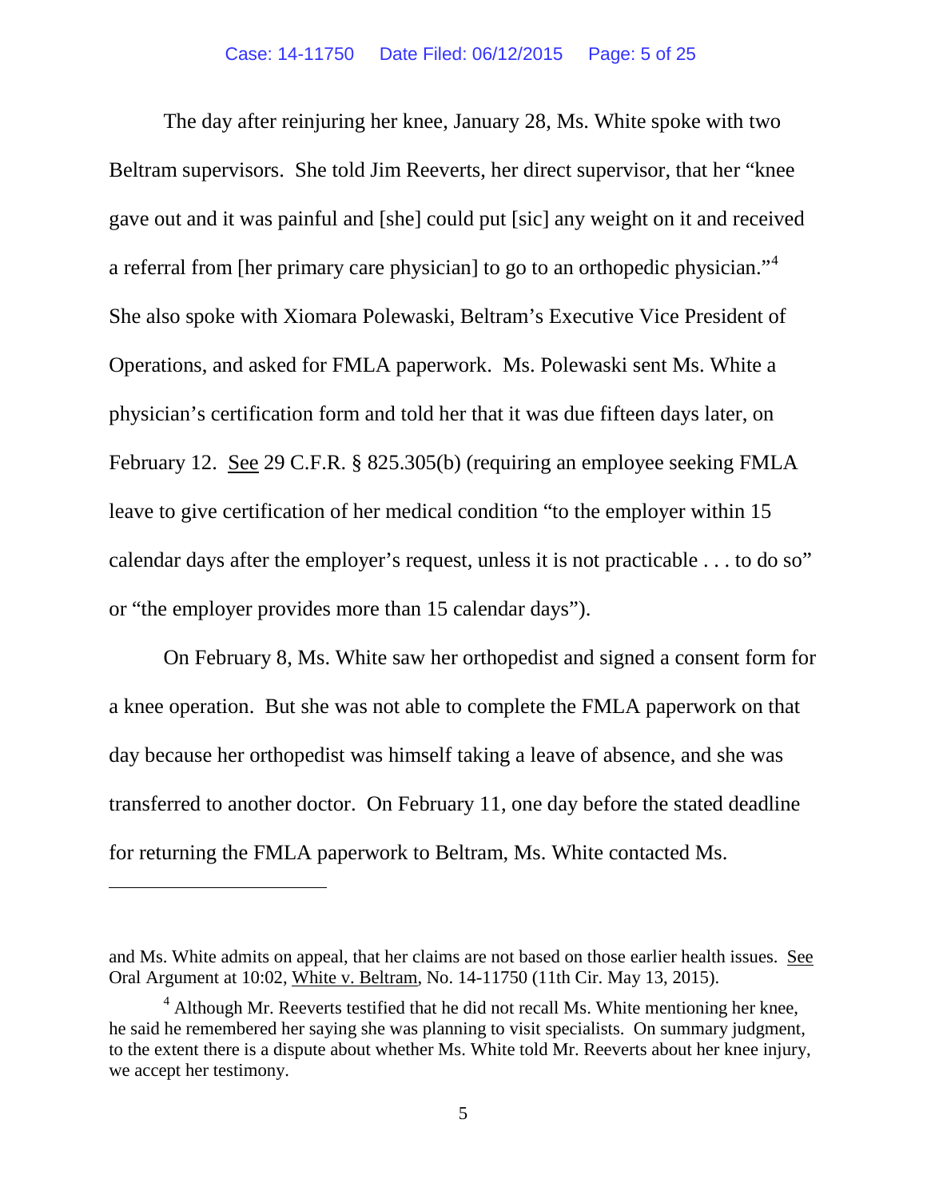The day after reinjuring her knee, January 28, Ms. White spoke with two Beltram supervisors. She told Jim Reeverts, her direct supervisor, that her "knee gave out and it was painful and [she] could put [sic] any weight on it and received a referral from [her primary care physician] to go to an orthopedic physician."[4] She also spoke with Xiomara Polewaski, Beltram's Executive Vice President of Operations, and asked for FMLA paperwork. Ms. Polewaski sent Ms. White a physician's certification form and told her that it was due fifteen days later, on February 12. See 29 C.F.R. § 825.305(b) (requiring an employee seeking FMLA leave to give certification of her medical condition "to the employer within 15 calendar days after the employer's request, unless it is not practicable . . . to do so" or "the employer provides more than 15 calendar days").

On February 8, Ms. White saw her orthopedist and signed a consent form for a knee operation. But she was not able to complete the FMLA paperwork on that day because her orthopedist was himself taking a leave of absence, and she was transferred to another doctor. On February 11, one day before the stated deadline for returning the FMLA paperwork to Beltram, Ms. White contacted Ms.

---

and Ms. White admits on appeal, that her claims are not based on those earlier health issues. See Oral Argument at 10:02, White v. Beltram, No. 14-11750 (11th Cir. May 13, 2015).

[4] Although Mr. Reeverts testified that he did not recall Ms. White mentioning her knee, he said he remembered her saying she was planning to visit specialists. On summary judgment, to the extent there is a dispute about whether Ms. White told Mr. Reeverts about her knee injury, we accept her testimony.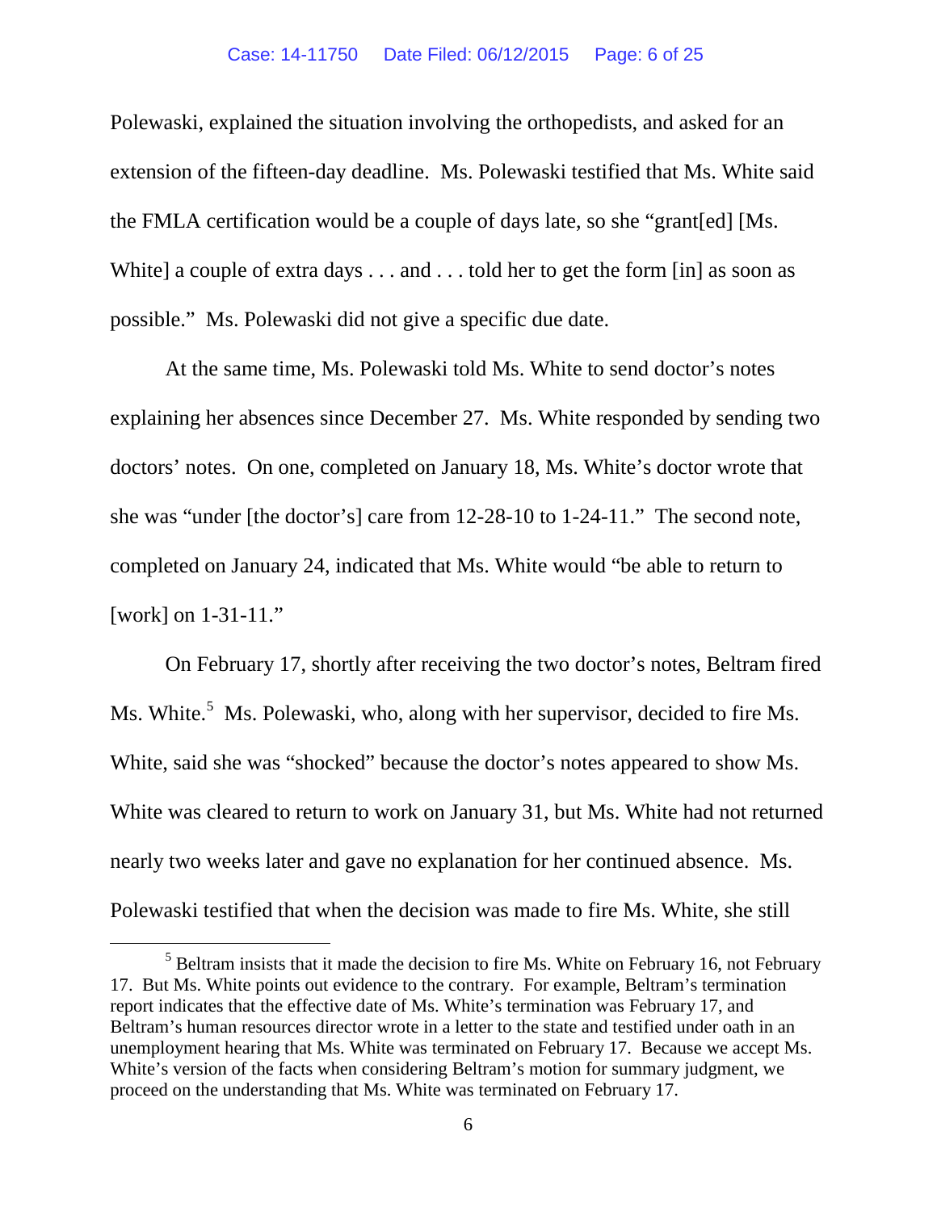Polewaski, explained the situation involving the orthopedists, and asked for an extension of the fifteen-day deadline. Ms. Polewaski testified that Ms. White said the FMLA certification would be a couple of days late, so she "grant[ed] [Ms. White] a couple of extra days . . . and . . . told her to get the form [in] as soon as possible." Ms. Polewaski did not give a specific due date.

At the same time, Ms. Polewaski told Ms. White to send doctor's notes explaining her absences since December 27. Ms. White responded by sending two doctors' notes. On one, completed on January 18, Ms. White's doctor wrote that she was "under [the doctor's] care from 12-28-10 to 1-24-11." The second note, completed on January 24, indicated that Ms. White would "be able to return to [work] on 1-31-11."

On February 17, shortly after receiving the two doctor's notes, Beltram fired Ms. White.[5] Ms. Polewaski, who, along with her supervisor, decided to fire Ms. White, said she was "shocked" because the doctor's notes appeared to show Ms. White was cleared to return to work on January 31, but Ms. White had not returned nearly two weeks later and gave no explanation for her continued absence. Ms. Polewaski testified that when the decision was made to fire Ms. White, she still

[5] Beltram insists that it made the decision to fire Ms. White on February 16, not February 17. But Ms. White points out evidence to the contrary. For example, Beltram's termination report indicates that the effective date of Ms. White's termination was February 17, and Beltram's human resources director wrote in a letter to the state and testified under oath in an unemployment hearing that Ms. White was terminated on February 17. Because we accept Ms. White's version of the facts when considering Beltram's motion for summary judgment, we proceed on the understanding that Ms. White was terminated on February 17.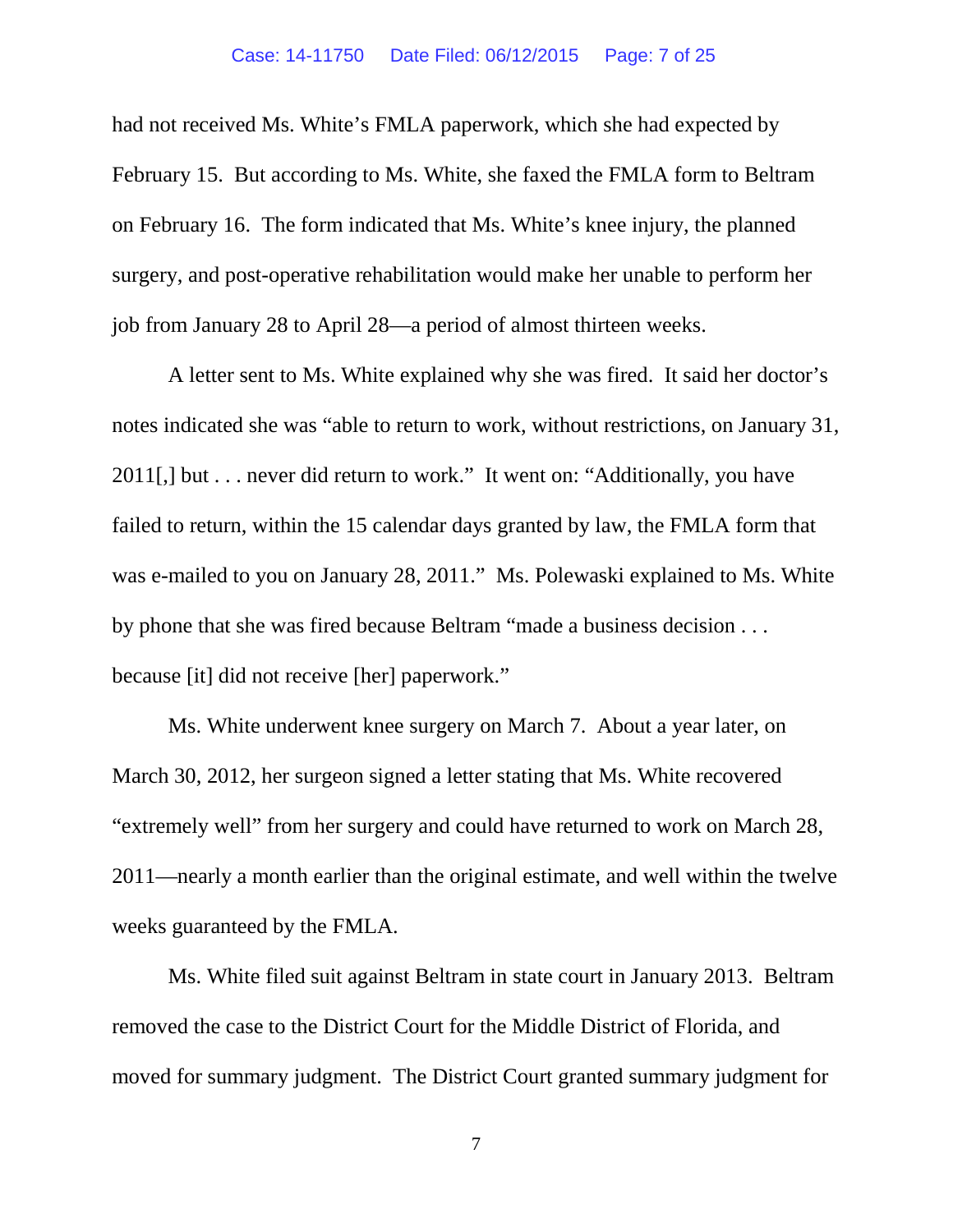had not received Ms. White's FMLA paperwork, which she had expected by February 15. But according to Ms. White, she faxed the FMLA form to Beltram on February 16. The form indicated that Ms. White's knee injury, the planned surgery, and post-operative rehabilitation would make her unable to perform her job from January 28 to April 28—a period of almost thirteen weeks.

A letter sent to Ms. White explained why she was fired. It said her doctor's notes indicated she was "able to return to work, without restrictions, on January 31, 2011[,] but . . . never did return to work." It went on: "Additionally, you have failed to return, within the 15 calendar days granted by law, the FMLA form that was e-mailed to you on January 28, 2011." Ms. Polewaski explained to Ms. White by phone that she was fired because Beltram "made a business decision . . . because [it] did not receive [her] paperwork."

Ms. White underwent knee surgery on March 7. About a year later, on March 30, 2012, her surgeon signed a letter stating that Ms. White recovered "extremely well" from her surgery and could have returned to work on March 28, 2011—nearly a month earlier than the original estimate, and well within the twelve weeks guaranteed by the FMLA.

Ms. White filed suit against Beltram in state court in January 2013. Beltram removed the case to the District Court for the Middle District of Florida, and moved for summary judgment. The District Court granted summary judgment for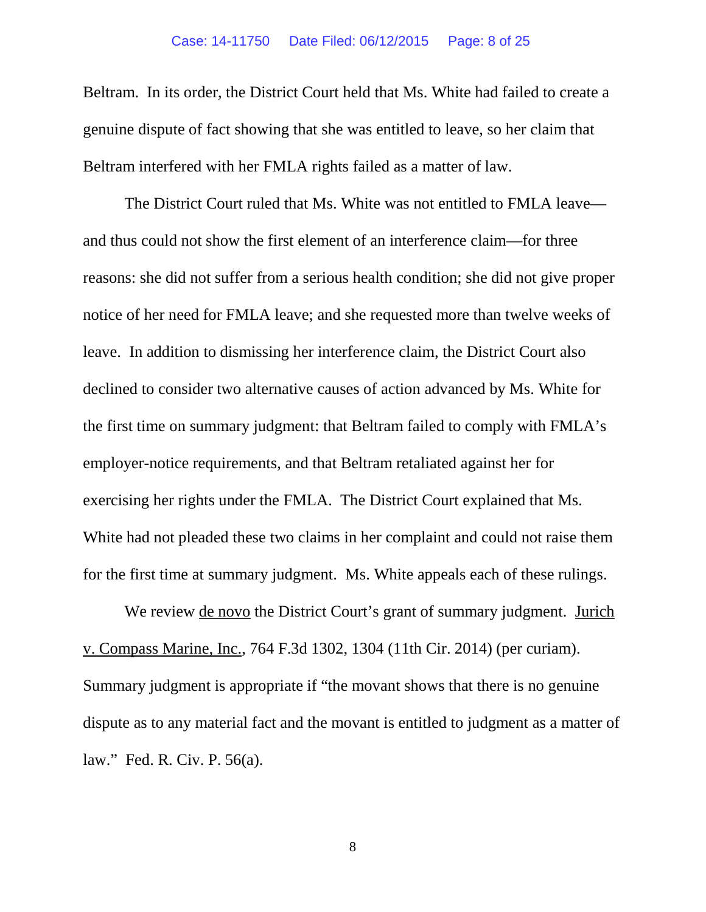Beltram. In its order, the District Court held that Ms. White had failed to create a genuine dispute of fact showing that she was entitled to leave, so her claim that Beltram interfered with her FMLA rights failed as a matter of law.

The District Court ruled that Ms. White was not entitled to FMLA leave—and thus could not show the first element of an interference claim—for three reasons: she did not suffer from a serious health condition; she did not give proper notice of her need for FMLA leave; and she requested more than twelve weeks of leave. In addition to dismissing her interference claim, the District Court also declined to consider two alternative causes of action advanced by Ms. White for the first time on summary judgment: that Beltram failed to comply with FMLA's employer-notice requirements, and that Beltram retaliated against her for exercising her rights under the FMLA. The District Court explained that Ms. White had not pleaded these two claims in her complaint and could not raise them for the first time at summary judgment. Ms. White appeals each of these rulings.

We review de novo the District Court's grant of summary judgment. Jurich v. Compass Marine, Inc., 764 F.3d 1302, 1304 (11th Cir. 2014) (per curiam). Summary judgment is appropriate if "the movant shows that there is no genuine dispute as to any material fact and the movant is entitled to judgment as a matter of law." Fed. R. Civ. P. 56(a).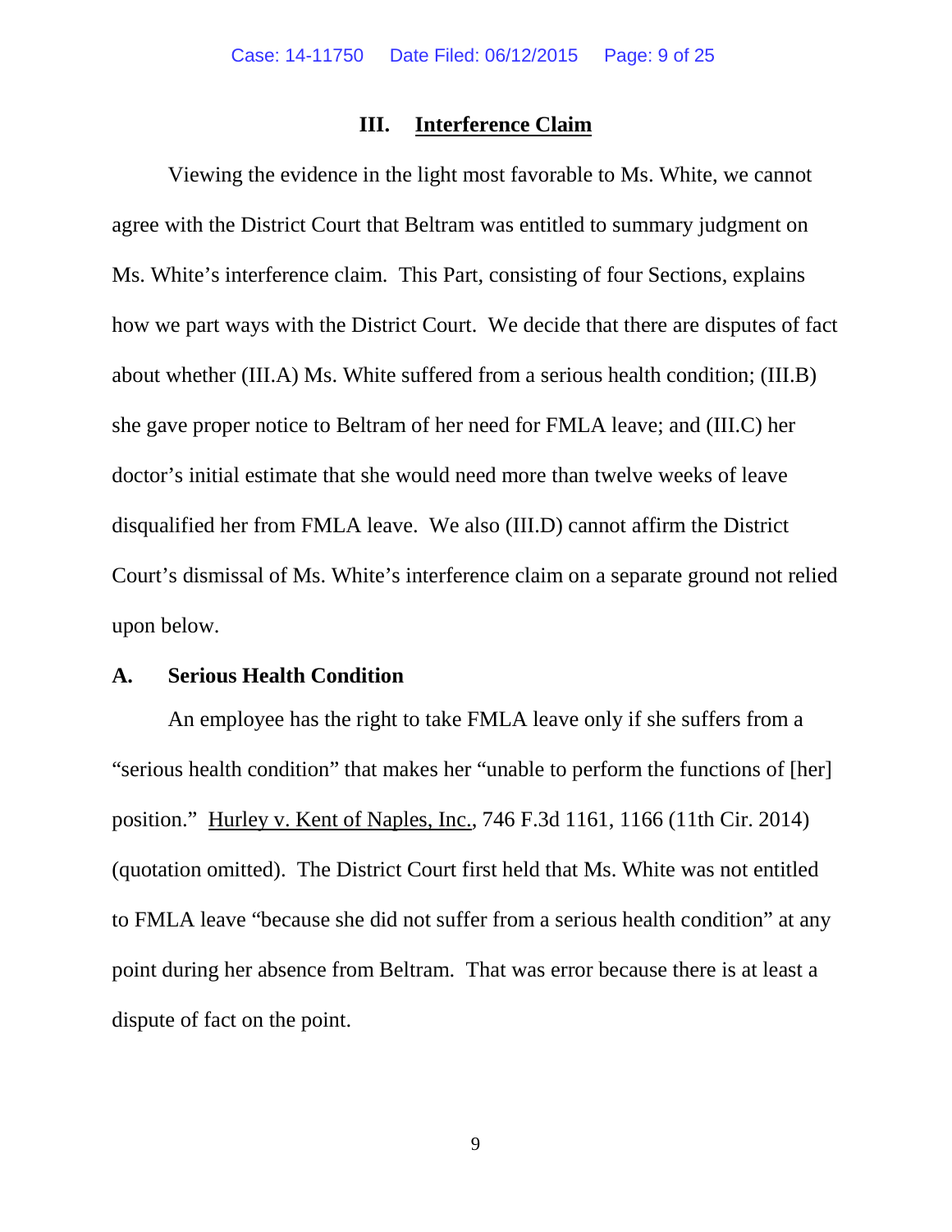## III. Interference Claim

Viewing the evidence in the light most favorable to Ms. White, we cannot agree with the District Court that Beltram was entitled to summary judgment on Ms. White's interference claim. This Part, consisting of four Sections, explains how we part ways with the District Court. We decide that there are disputes of fact about whether (III.A) Ms. White suffered from a serious health condition; (III.B) she gave proper notice to Beltram of her need for FMLA leave; and (III.C) her doctor's initial estimate that she would need more than twelve weeks of leave disqualified her from FMLA leave. We also (III.D) cannot affirm the District Court's dismissal of Ms. White's interference claim on a separate ground not relied upon below.

### A. Serious Health Condition

An employee has the right to take FMLA leave only if she suffers from a "serious health condition" that makes her "unable to perform the functions of [her] position." Hurley v. Kent of Naples, Inc., 746 F.3d 1161, 1166 (11th Cir. 2014) (quotation omitted). The District Court first held that Ms. White was not entitled to FMLA leave "because she did not suffer from a serious health condition" at any point during her absence from Beltram. That was error because there is at least a dispute of fact on the point.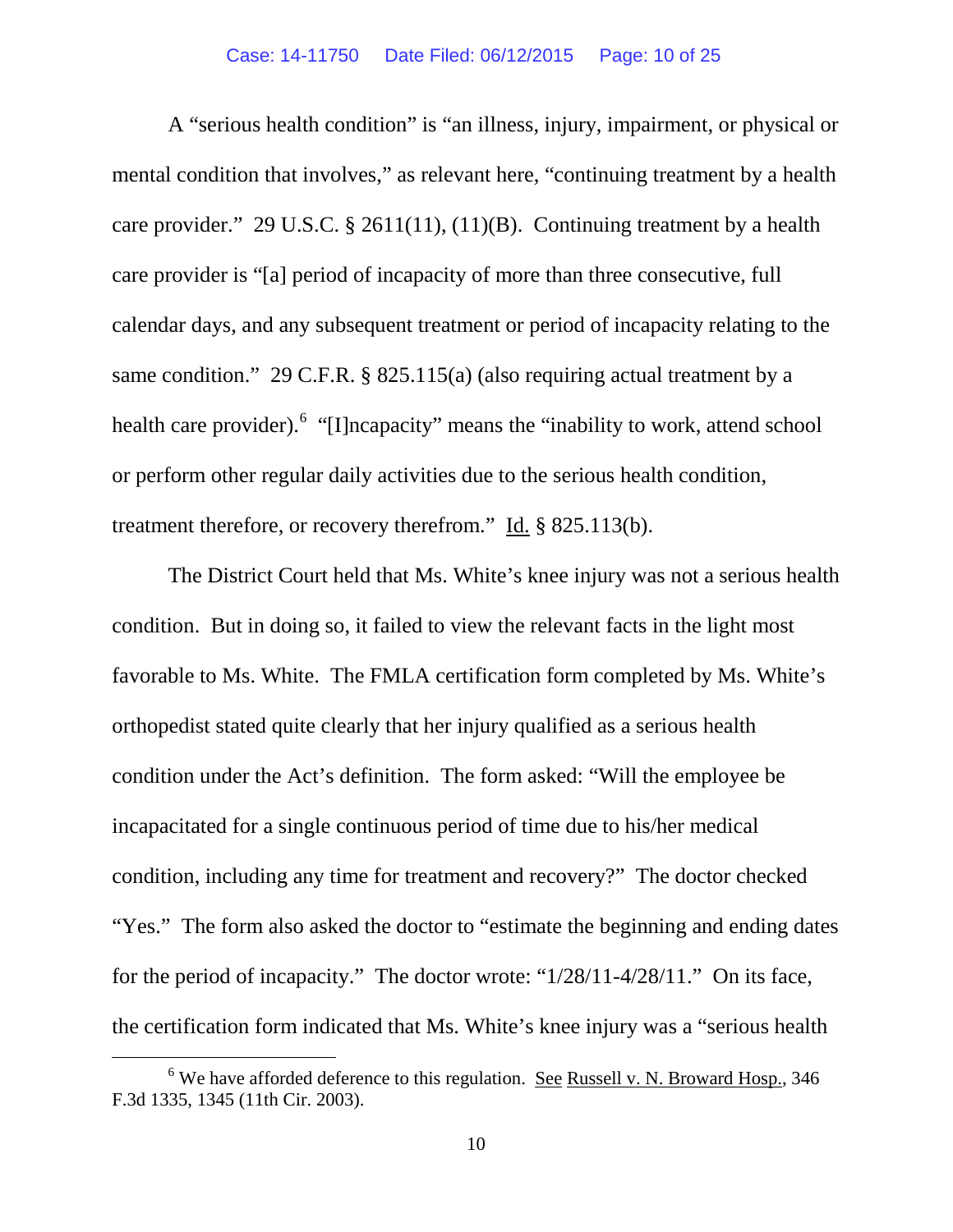A "serious health condition" is "an illness, injury, impairment, or physical or mental condition that involves," as relevant here, "continuing treatment by a health care provider." 29 U.S.C. § 2611(11), (11)(B). Continuing treatment by a health care provider is "[a] period of incapacity of more than three consecutive, full calendar days, and any subsequent treatment or period of incapacity relating to the same condition." 29 C.F.R. § 825.115(a) (also requiring actual treatment by a health care provider).[6] "[I]ncapacity" means the "inability to work, attend school or perform other regular daily activities due to the serious health condition, treatment therefore, or recovery therefrom." Id. § 825.113(b).

The District Court held that Ms. White's knee injury was not a serious health condition. But in doing so, it failed to view the relevant facts in the light most favorable to Ms. White. The FMLA certification form completed by Ms. White's orthopedist stated quite clearly that her injury qualified as a serious health condition under the Act's definition. The form asked: "Will the employee be incapacitated for a single continuous period of time due to his/her medical condition, including any time for treatment and recovery?" The doctor checked "Yes." The form also asked the doctor to "estimate the beginning and ending dates for the period of incapacity." The doctor wrote: "1/28/11-4/28/11." On its face, the certification form indicated that Ms. White's knee injury was a "serious health

[6] We have afforded deference to this regulation. See Russell v. N. Broward Hosp., 346 F.3d 1335, 1345 (11th Cir. 2003).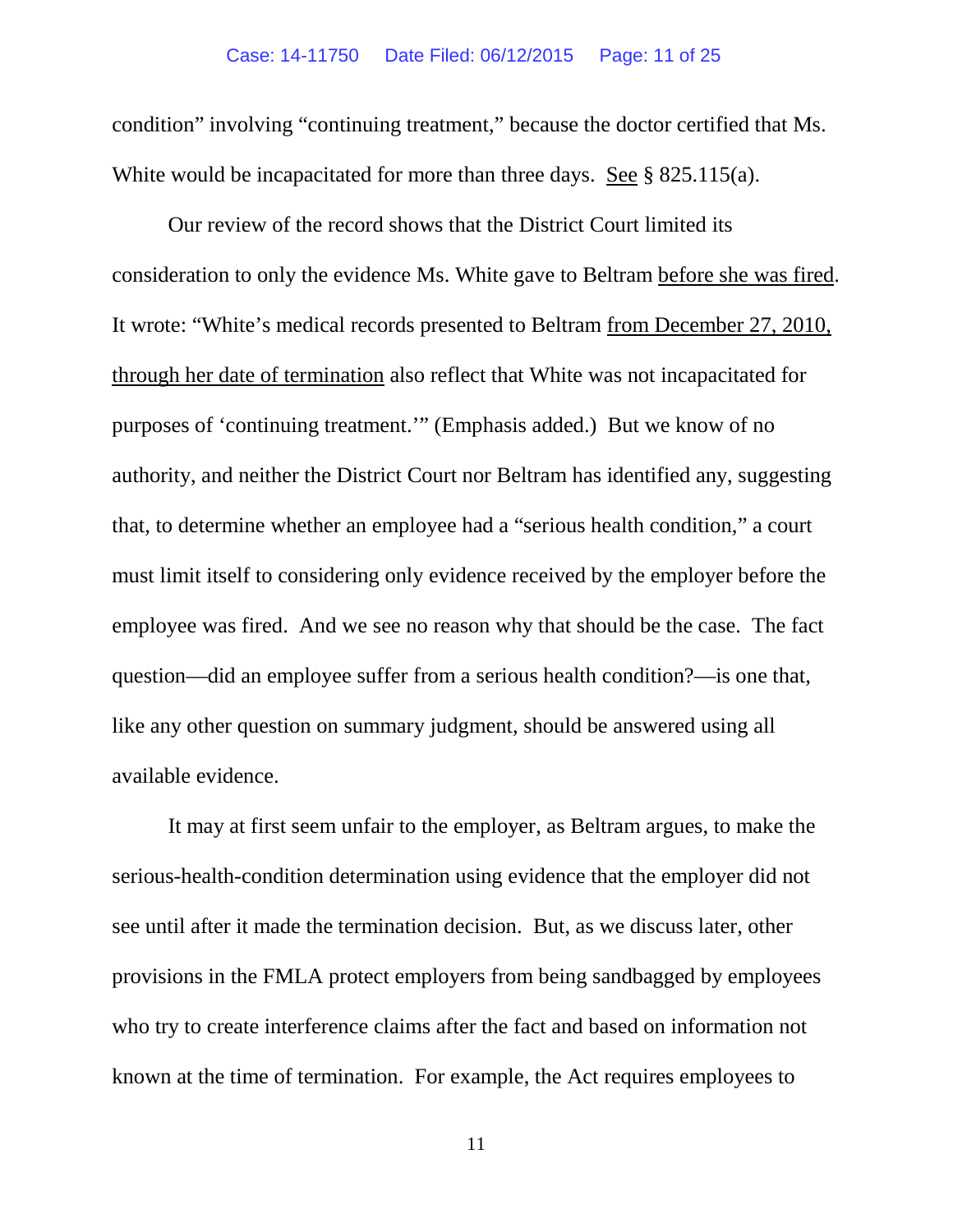condition" involving "continuing treatment," because the doctor certified that Ms. White would be incapacitated for more than three days. <u>See</u> § 825.115(a).

Our review of the record shows that the District Court limited its consideration to only the evidence Ms. White gave to Beltram <u>before she was fired</u>. It wrote: "White's medical records presented to Beltram <u>from December 27, 2010, through her date of termination</u> also reflect that White was not incapacitated for purposes of 'continuing treatment.'" (Emphasis added.) But we know of no authority, and neither the District Court nor Beltram has identified any, suggesting that, to determine whether an employee had a "serious health condition," a court must limit itself to considering only evidence received by the employer before the employee was fired. And we see no reason why that should be the case. The fact question—did an employee suffer from a serious health condition?—is one that, like any other question on summary judgment, should be answered using all available evidence.

It may at first seem unfair to the employer, as Beltram argues, to make the serious-health-condition determination using evidence that the employer did not see until after it made the termination decision. But, as we discuss later, other provisions in the FMLA protect employers from being sandbagged by employees who try to create interference claims after the fact and based on information not known at the time of termination. For example, the Act requires employees to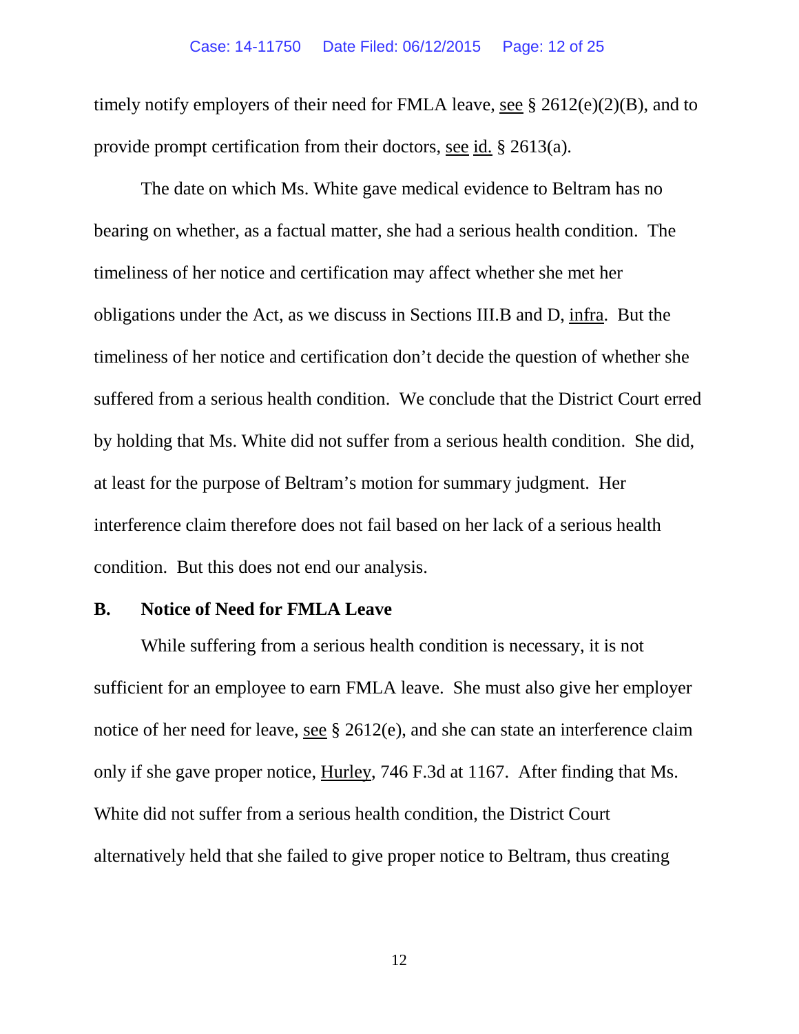timely notify employers of their need for FMLA leave, see § 2612(e)(2)(B), and to provide prompt certification from their doctors, see id. § 2613(a).

The date on which Ms. White gave medical evidence to Beltram has no bearing on whether, as a factual matter, she had a serious health condition. The timeliness of her notice and certification may affect whether she met her obligations under the Act, as we discuss in Sections III.B and D, infra. But the timeliness of her notice and certification don't decide the question of whether she suffered from a serious health condition. We conclude that the District Court erred by holding that Ms. White did not suffer from a serious health condition. She did, at least for the purpose of Beltram's motion for summary judgment. Her interference claim therefore does not fail based on her lack of a serious health condition. But this does not end our analysis.

### B. Notice of Need for FMLA Leave

While suffering from a serious health condition is necessary, it is not sufficient for an employee to earn FMLA leave. She must also give her employer notice of her need for leave, see § 2612(e), and she can state an interference claim only if she gave proper notice, Hurley, 746 F.3d at 1167. After finding that Ms. White did not suffer from a serious health condition, the District Court alternatively held that she failed to give proper notice to Beltram, thus creating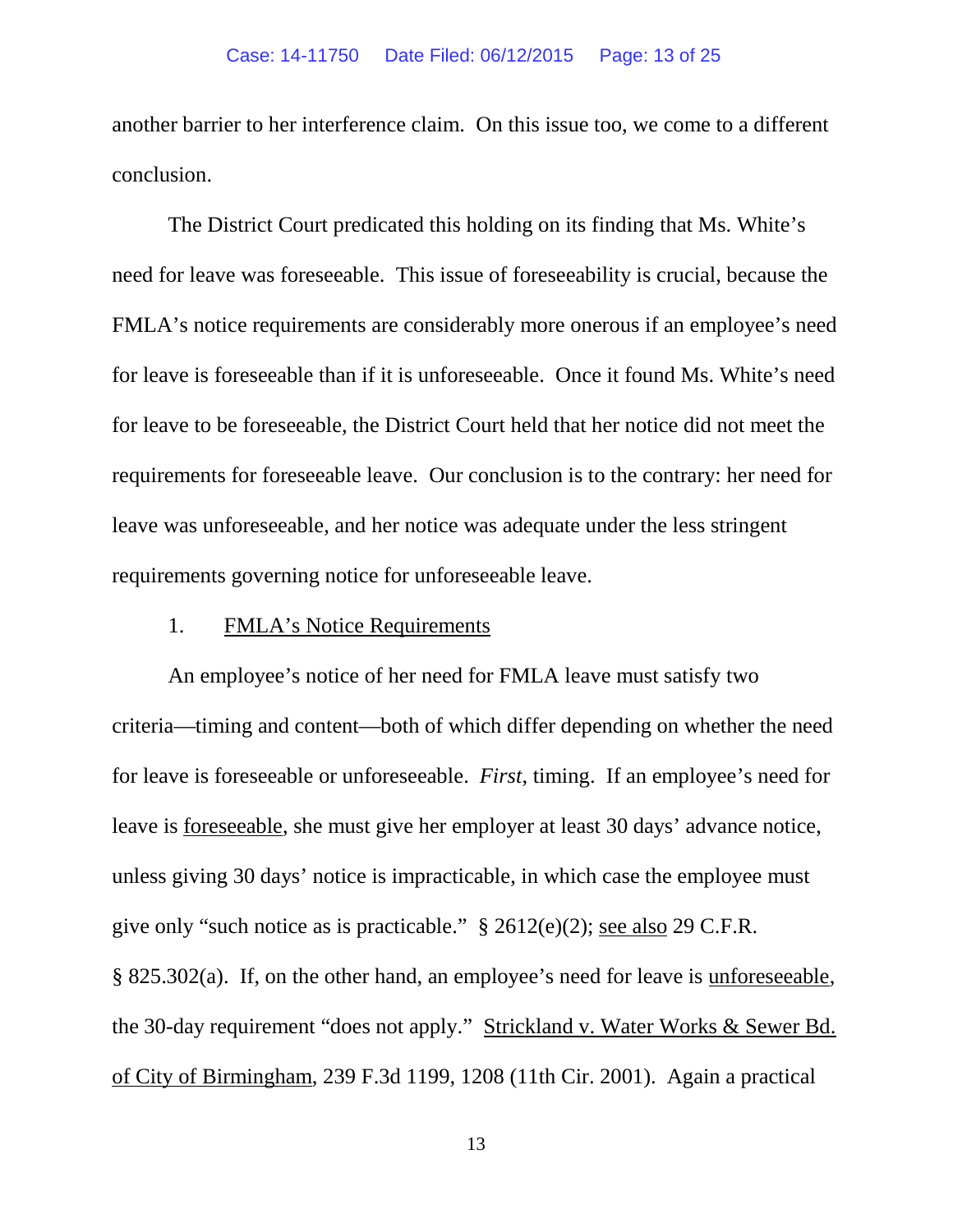another barrier to her interference claim. On this issue too, we come to a different conclusion.

The District Court predicated this holding on its finding that Ms. White's need for leave was foreseeable. This issue of foreseeability is crucial, because the FMLA's notice requirements are considerably more onerous if an employee's need for leave is foreseeable than if it is unforeseeable. Once it found Ms. White's need for leave to be foreseeable, the District Court held that her notice did not meet the requirements for foreseeable leave. Our conclusion is to the contrary: her need for leave was unforeseeable, and her notice was adequate under the less stringent requirements governing notice for unforeseeable leave.

1. <u>FMLA's Notice Requirements</u>

An employee's notice of her need for FMLA leave must satisfy two criteria—timing and content—both of which differ depending on whether the need for leave is foreseeable or unforeseeable. *First*, timing. If an employee's need for leave is <u>foreseeable</u>, she must give her employer at least 30 days' advance notice, unless giving 30 days' notice is impracticable, in which case the employee must give only "such notice as is practicable." § 2612(e)(2); <u>see also</u> 29 C.F.R. § 825.302(a). If, on the other hand, an employee's need for leave is <u>unforeseeable</u>, the 30-day requirement "does not apply." <u>Strickland v. Water Works & Sewer Bd. of City of Birmingham</u>, 239 F.3d 1199, 1208 (11th Cir. 2001). Again a practical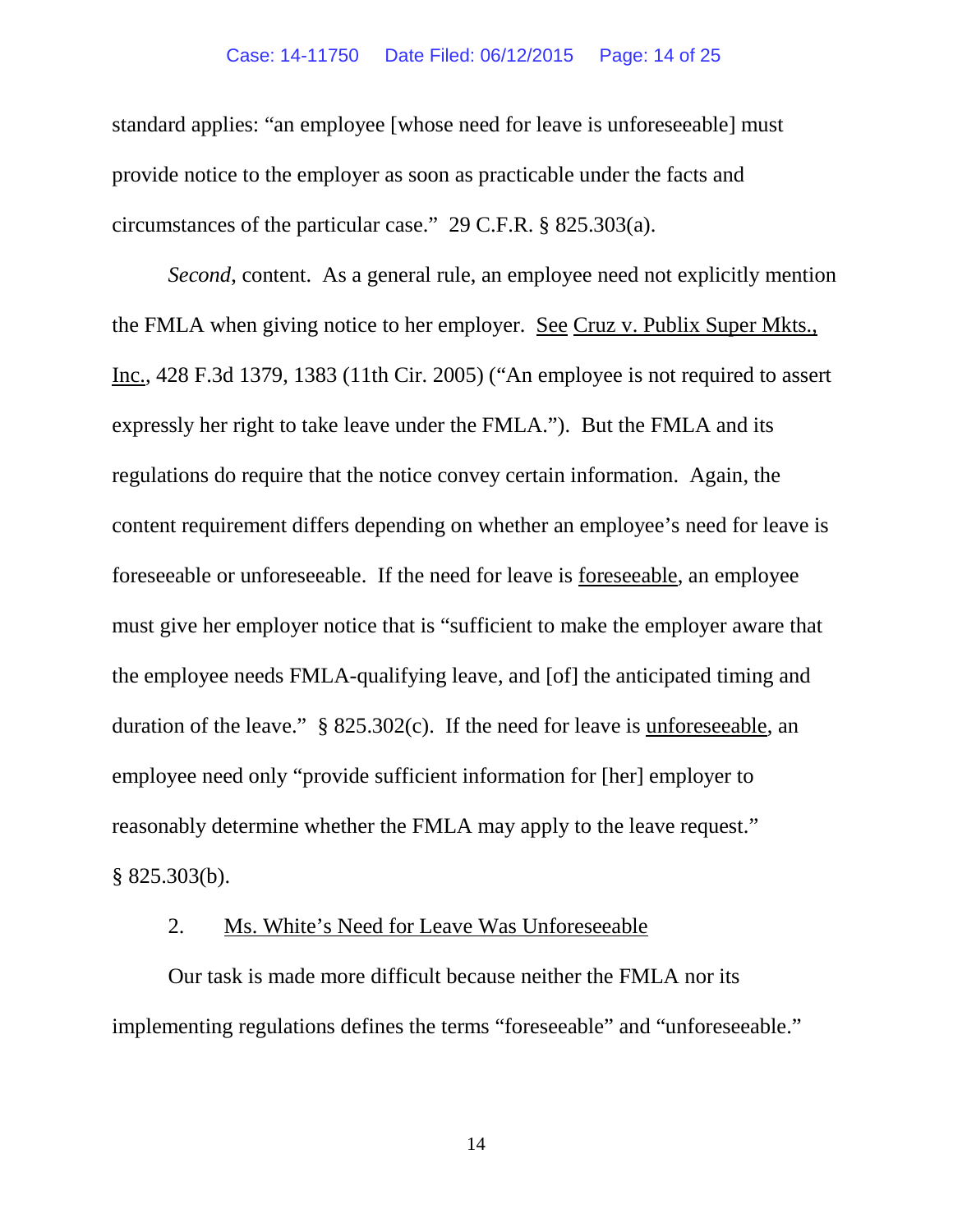standard applies: "an employee [whose need for leave is unforeseeable] must provide notice to the employer as soon as practicable under the facts and circumstances of the particular case." 29 C.F.R. § 825.303(a).

*Second*, content. As a general rule, an employee need not explicitly mention the FMLA when giving notice to her employer. See Cruz v. Publix Super Mkts., Inc., 428 F.3d 1379, 1383 (11th Cir. 2005) ("An employee is not required to assert expressly her right to take leave under the FMLA."). But the FMLA and its regulations do require that the notice convey certain information. Again, the content requirement differs depending on whether an employee's need for leave is foreseeable or unforeseeable. If the need for leave is foreseeable, an employee must give her employer notice that is "sufficient to make the employer aware that the employee needs FMLA-qualifying leave, and [of] the anticipated timing and duration of the leave." § 825.302(c). If the need for leave is unforeseeable, an employee need only "provide sufficient information for [her] employer to reasonably determine whether the FMLA may apply to the leave request." § 825.303(b).

2. Ms. White's Need for Leave Was Unforeseeable

Our task is made more difficult because neither the FMLA nor its implementing regulations defines the terms "foreseeable" and "unforeseeable."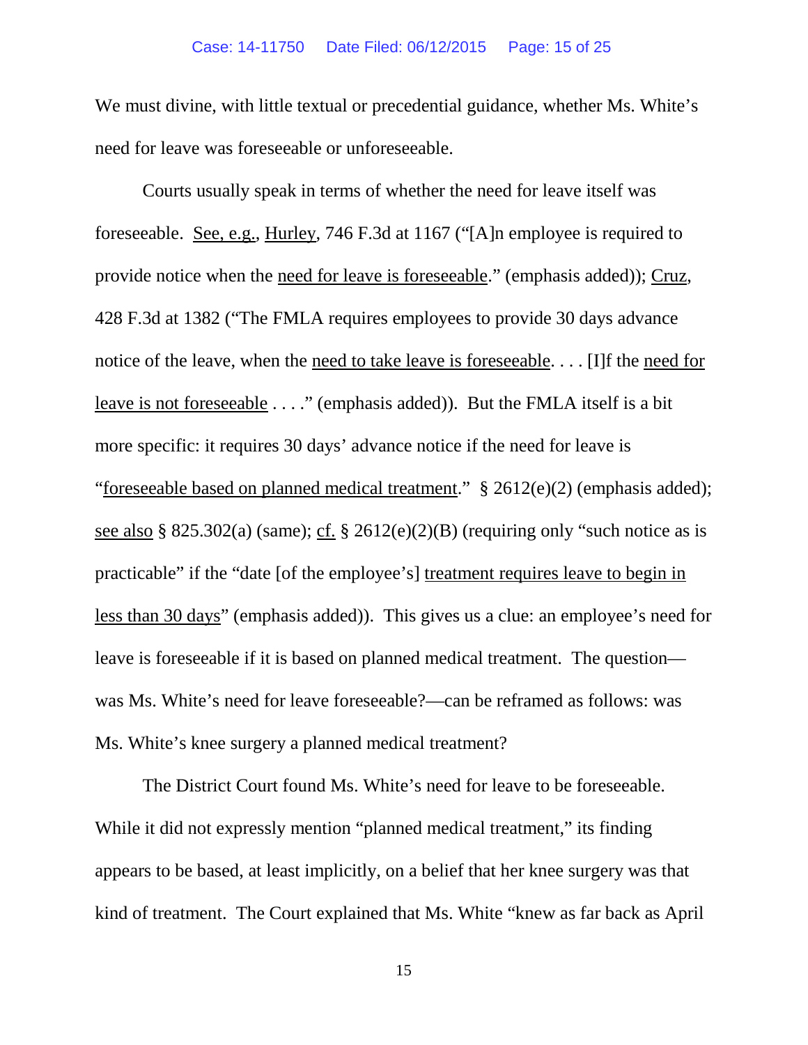We must divine, with little textual or precedential guidance, whether Ms. White's need for leave was foreseeable or unforeseeable.

Courts usually speak in terms of whether the need for leave itself was foreseeable. See, e.g., Hurley, 746 F.3d at 1167 ("[A]n employee is required to provide notice when the need for leave is foreseeable." (emphasis added)); Cruz, 428 F.3d at 1382 ("The FMLA requires employees to provide 30 days advance notice of the leave, when the need to take leave is foreseeable. . . . [I]f the need for leave is not foreseeable . . . ." (emphasis added)). But the FMLA itself is a bit more specific: it requires 30 days' advance notice if the need for leave is "foreseeable based on planned medical treatment." § 2612(e)(2) (emphasis added); see also § 825.302(a) (same); cf. § 2612(e)(2)(B) (requiring only "such notice as is practicable" if the "date [of the employee's] treatment requires leave to begin in less than 30 days" (emphasis added)). This gives us a clue: an employee's need for leave is foreseeable if it is based on planned medical treatment. The question—was Ms. White's need for leave foreseeable?—can be reframed as follows: was Ms. White's knee surgery a planned medical treatment?

The District Court found Ms. White's need for leave to be foreseeable. While it did not expressly mention "planned medical treatment," its finding appears to be based, at least implicitly, on a belief that her knee surgery was that kind of treatment. The Court explained that Ms. White "knew as far back as April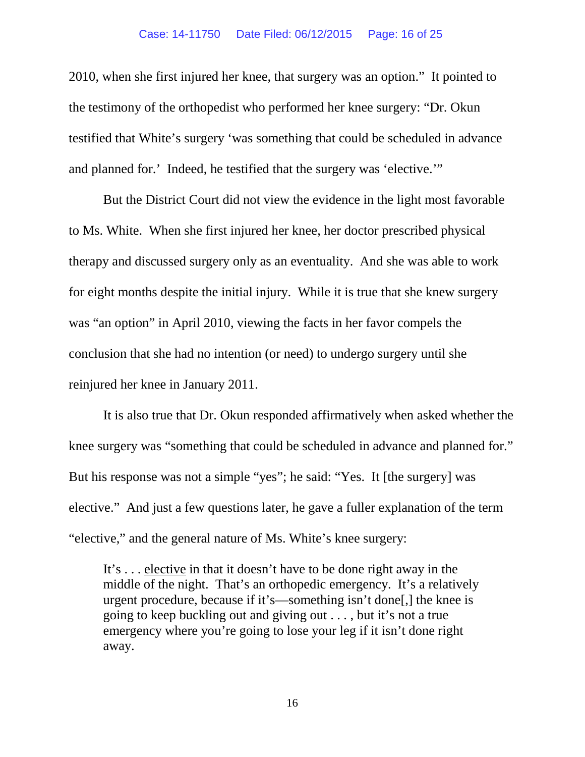2010, when she first injured her knee, that surgery was an option." It pointed to the testimony of the orthopedist who performed her knee surgery: "Dr. Okun testified that White's surgery 'was something that could be scheduled in advance and planned for.' Indeed, he testified that the surgery was 'elective.'"

But the District Court did not view the evidence in the light most favorable to Ms. White. When she first injured her knee, her doctor prescribed physical therapy and discussed surgery only as an eventuality. And she was able to work for eight months despite the initial injury. While it is true that she knew surgery was "an option" in April 2010, viewing the facts in her favor compels the conclusion that she had no intention (or need) to undergo surgery until she reinjured her knee in January 2011.

It is also true that Dr. Okun responded affirmatively when asked whether the knee surgery was "something that could be scheduled in advance and planned for." But his response was not a simple "yes"; he said: "Yes. It [the surgery] was elective." And just a few questions later, he gave a fuller explanation of the term "elective," and the general nature of Ms. White's knee surgery:

> It's . . . <u>elective</u> in that it doesn't have to be done right away in the middle of the night. That's an orthopedic emergency. It's a relatively urgent procedure, because if it's—something isn't done[,] the knee is going to keep buckling out and giving out . . . , but it's not a true emergency where you're going to lose your leg if it isn't done right away.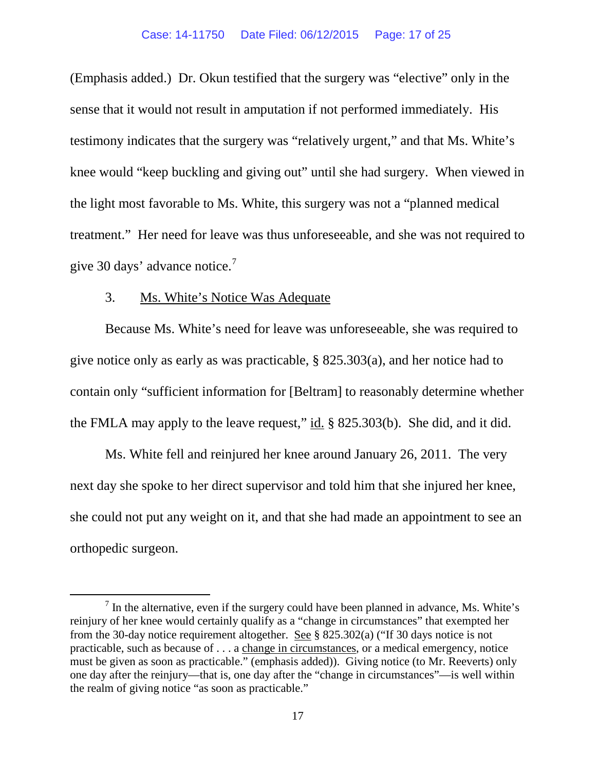(Emphasis added.) Dr. Okun testified that the surgery was "elective" only in the sense that it would not result in amputation if not performed immediately. His testimony indicates that the surgery was "relatively urgent," and that Ms. White's knee would "keep buckling and giving out" until she had surgery. When viewed in the light most favorable to Ms. White, this surgery was not a "planned medical treatment." Her need for leave was thus unforeseeable, and she was not required to give 30 days' advance notice.[7]

### 3. Ms. White's Notice Was Adequate

Because Ms. White's need for leave was unforeseeable, she was required to give notice only as early as was practicable, § 825.303(a), and her notice had to contain only "sufficient information for [Beltram] to reasonably determine whether the FMLA may apply to the leave request," id. § 825.303(b). She did, and it did.

Ms. White fell and reinjured her knee around January 26, 2011. The very next day she spoke to her direct supervisor and told him that she injured her knee, she could not put any weight on it, and that she had made an appointment to see an orthopedic surgeon.

---

[7] In the alternative, even if the surgery could have been planned in advance, Ms. White's reinjury of her knee would certainly qualify as a "change in circumstances" that exempted her from the 30-day notice requirement altogether. See § 825.302(a) ("If 30 days notice is not practicable, such as because of . . . a change in circumstances, or a medical emergency, notice must be given as soon as practicable." (emphasis added)). Giving notice (to Mr. Reeverts) only one day after the reinjury—that is, one day after the "change in circumstances"—is well within the realm of giving notice "as soon as practicable."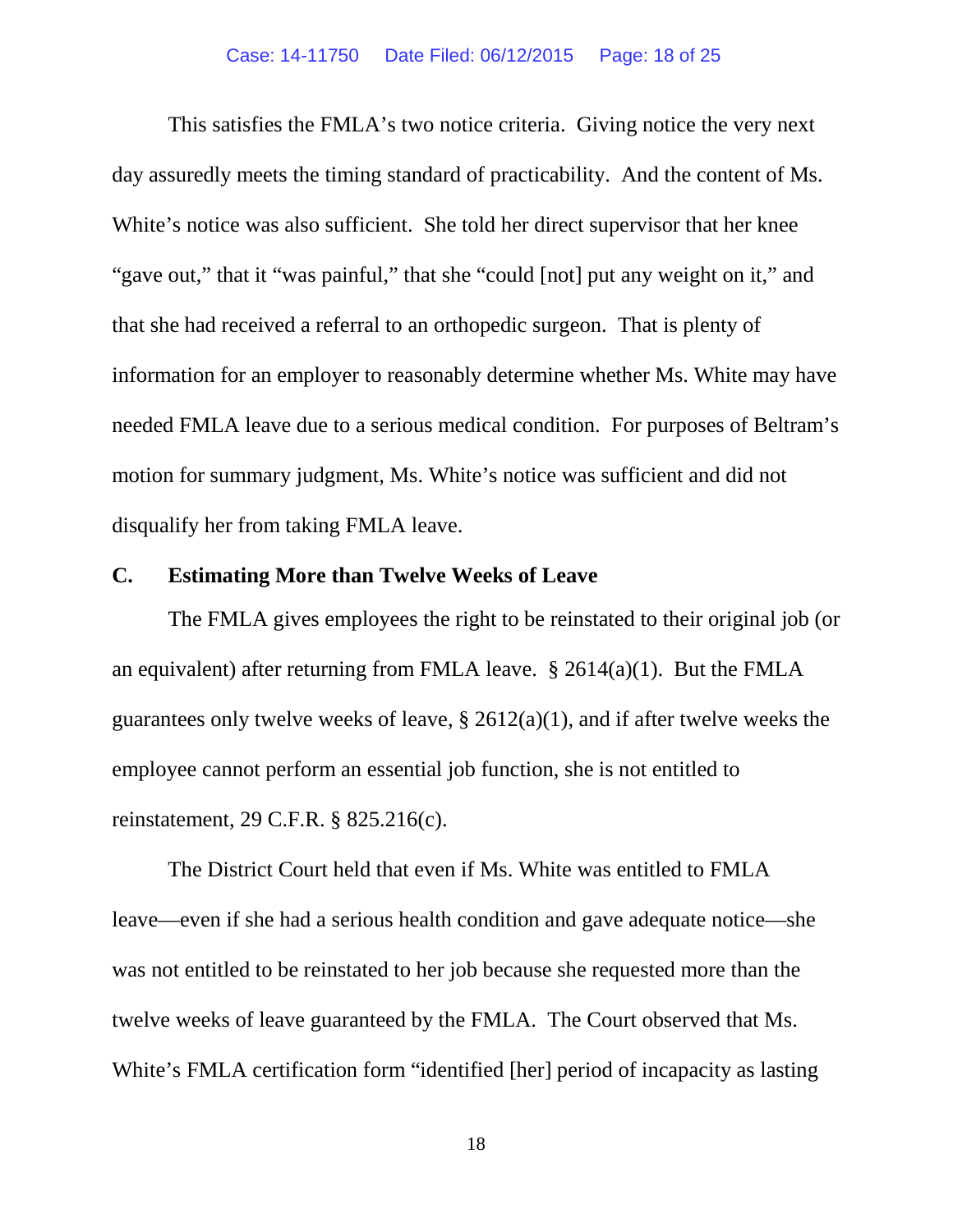This satisfies the FMLA's two notice criteria. Giving notice the very next day assuredly meets the timing standard of practicability. And the content of Ms. White's notice was also sufficient. She told her direct supervisor that her knee "gave out," that it "was painful," that she "could [not] put any weight on it," and that she had received a referral to an orthopedic surgeon. That is plenty of information for an employer to reasonably determine whether Ms. White may have needed FMLA leave due to a serious medical condition. For purposes of Beltram's motion for summary judgment, Ms. White's notice was sufficient and did not disqualify her from taking FMLA leave.

### C. Estimating More than Twelve Weeks of Leave

The FMLA gives employees the right to be reinstated to their original job (or an equivalent) after returning from FMLA leave. § 2614(a)(1). But the FMLA guarantees only twelve weeks of leave, § 2612(a)(1), and if after twelve weeks the employee cannot perform an essential job function, she is not entitled to reinstatement, 29 C.F.R. § 825.216(c).

The District Court held that even if Ms. White was entitled to FMLA leave—even if she had a serious health condition and gave adequate notice—she was not entitled to be reinstated to her job because she requested more than the twelve weeks of leave guaranteed by the FMLA. The Court observed that Ms. White's FMLA certification form "identified [her] period of incapacity as lasting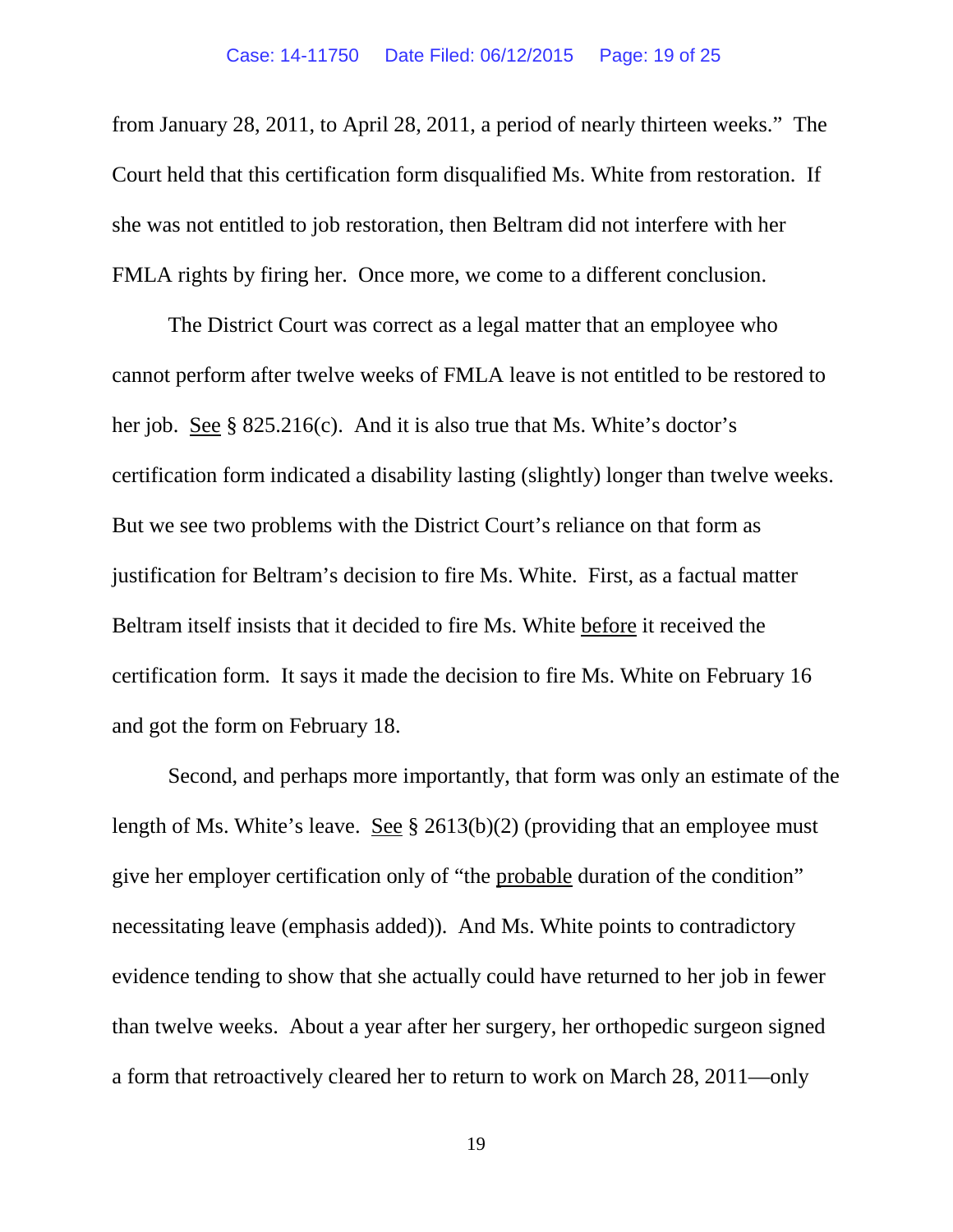from January 28, 2011, to April 28, 2011, a period of nearly thirteen weeks." The Court held that this certification form disqualified Ms. White from restoration. If she was not entitled to job restoration, then Beltram did not interfere with her FMLA rights by firing her. Once more, we come to a different conclusion.

The District Court was correct as a legal matter that an employee who cannot perform after twelve weeks of FMLA leave is not entitled to be restored to her job. See § 825.216(c). And it is also true that Ms. White's doctor's certification form indicated a disability lasting (slightly) longer than twelve weeks. But we see two problems with the District Court's reliance on that form as justification for Beltram's decision to fire Ms. White. First, as a factual matter Beltram itself insists that it decided to fire Ms. White before it received the certification form. It says it made the decision to fire Ms. White on February 16 and got the form on February 18.

Second, and perhaps more importantly, that form was only an estimate of the length of Ms. White's leave. See § 2613(b)(2) (providing that an employee must give her employer certification only of "the probable duration of the condition" necessitating leave (emphasis added)). And Ms. White points to contradictory evidence tending to show that she actually could have returned to her job in fewer than twelve weeks. About a year after her surgery, her orthopedic surgeon signed a form that retroactively cleared her to return to work on March 28, 2011—only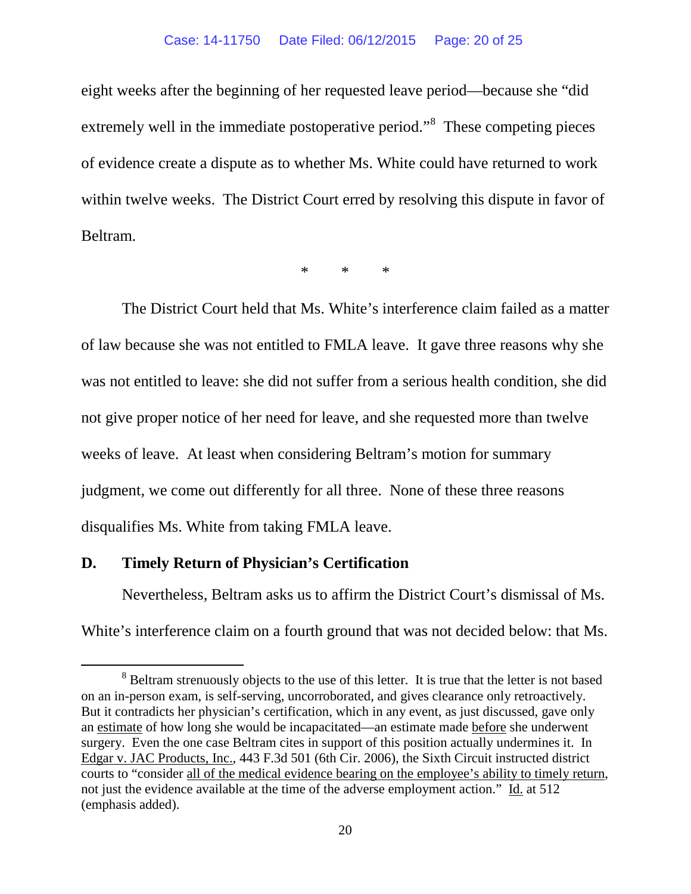eight weeks after the beginning of her requested leave period—because she "did extremely well in the immediate postoperative period."[8] These competing pieces of evidence create a dispute as to whether Ms. White could have returned to work within twelve weeks. The District Court erred by resolving this dispute in favor of Beltram.

\* \* \*

The District Court held that Ms. White's interference claim failed as a matter of law because she was not entitled to FMLA leave. It gave three reasons why she was not entitled to leave: she did not suffer from a serious health condition, she did not give proper notice of her need for leave, and she requested more than twelve weeks of leave. At least when considering Beltram's motion for summary judgment, we come out differently for all three. None of these three reasons disqualifies Ms. White from taking FMLA leave.

## D. Timely Return of Physician's Certification

Nevertheless, Beltram asks us to affirm the District Court's dismissal of Ms. White's interference claim on a fourth ground that was not decided below: that Ms.

---

[8] Beltram strenuously objects to the use of this letter. It is true that the letter is not based on an in-person exam, is self-serving, uncorroborated, and gives clearance only retroactively. But it contradicts her physician's certification, which in any event, as just discussed, gave only an <u>estimate</u> of how long she would be incapacitated—an estimate made <u>before</u> she underwent surgery. Even the one case Beltram cites in support of this position actually undermines it. In <u>Edgar v. JAC Products, Inc.</u>, 443 F.3d 501 (6th Cir. 2006), the Sixth Circuit instructed district courts to "consider <u>all of the medical evidence bearing on the employee's ability to timely return</u>, not just the evidence available at the time of the adverse employment action." <u>Id.</u> at 512 (emphasis added).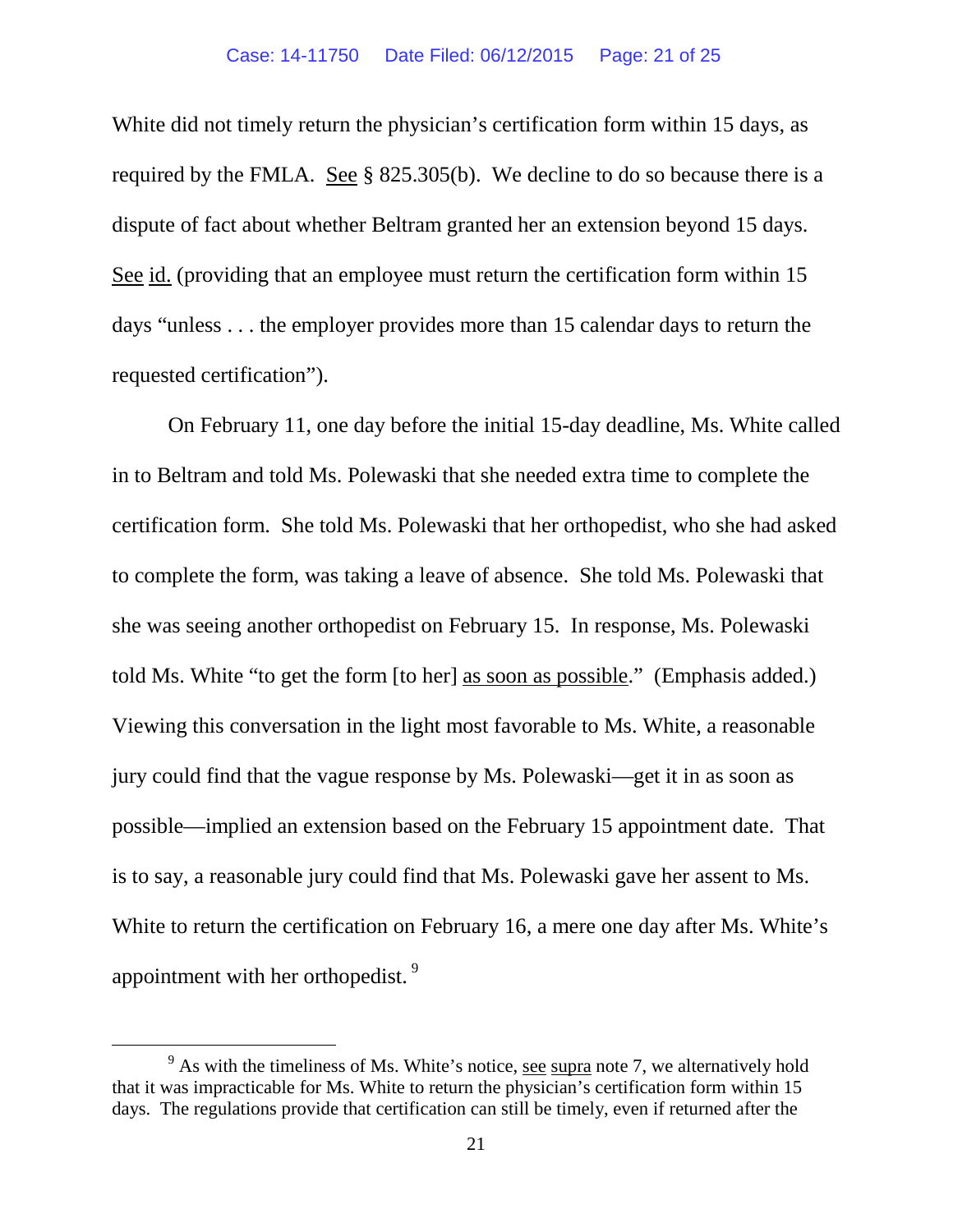White did not timely return the physician's certification form within 15 days, as required by the FMLA. See § 825.305(b). We decline to do so because there is a dispute of fact about whether Beltram granted her an extension beyond 15 days. See id. (providing that an employee must return the certification form within 15 days "unless . . . the employer provides more than 15 calendar days to return the requested certification").

On February 11, one day before the initial 15-day deadline, Ms. White called in to Beltram and told Ms. Polewaski that she needed extra time to complete the certification form. She told Ms. Polewaski that her orthopedist, who she had asked to complete the form, was taking a leave of absence. She told Ms. Polewaski that she was seeing another orthopedist on February 15. In response, Ms. Polewaski told Ms. White "to get the form [to her] as soon as possible." (Emphasis added.) Viewing this conversation in the light most favorable to Ms. White, a reasonable jury could find that the vague response by Ms. Polewaski—get it in as soon as possible—implied an extension based on the February 15 appointment date. That is to say, a reasonable jury could find that Ms. Polewaski gave her assent to Ms. White to return the certification on February 16, a mere one day after Ms. White's appointment with her orthopedist.[9]

[9] As with the timeliness of Ms. White's notice, see supra note 7, we alternatively hold that it was impracticable for Ms. White to return the physician's certification form within 15 days. The regulations provide that certification can still be timely, even if returned after the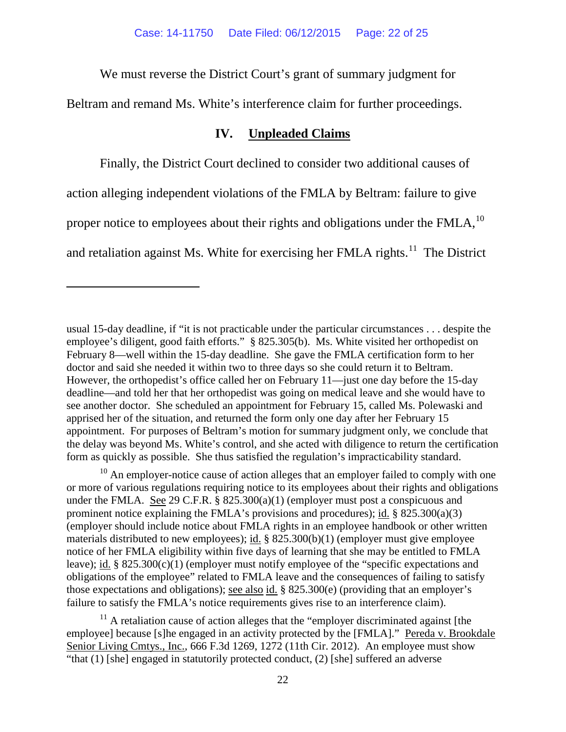We must reverse the District Court's grant of summary judgment for Beltram and remand Ms. White's interference claim for further proceedings.

## IV. Unpleaded Claims

Finally, the District Court declined to consider two additional causes of action alleging independent violations of the FMLA by Beltram: failure to give proper notice to employees about their rights and obligations under the FMLA,[10] and retaliation against Ms. White for exercising her FMLA rights.[11] The District

---

usual 15-day deadline, if "it is not practicable under the particular circumstances . . . despite the employee's diligent, good faith efforts." § 825.305(b). Ms. White visited her orthopedist on February 8—well within the 15-day deadline. She gave the FMLA certification form to her doctor and said she needed it within two to three days so she could return it to Beltram. However, the orthopedist's office called her on February 11—just one day before the 15-day deadline—and told her that her orthopedist was going on medical leave and she would have to see another doctor. She scheduled an appointment for February 15, called Ms. Polewaski and apprised her of the situation, and returned the form only one day after her February 15 appointment. For purposes of Beltram's motion for summary judgment only, we conclude that the delay was beyond Ms. White's control, and she acted with diligence to return the certification form as quickly as possible. She thus satisfied the regulation's impracticability standard.

[10] An employer-notice cause of action alleges that an employer failed to comply with one or more of various regulations requiring notice to its employees about their rights and obligations under the FMLA. See 29 C.F.R. § 825.300(a)(1) (employer must post a conspicuous and prominent notice explaining the FMLA's provisions and procedures); id. § 825.300(a)(3) (employer should include notice about FMLA rights in an employee handbook or other written materials distributed to new employees); id. § 825.300(b)(1) (employer must give employee notice of her FMLA eligibility within five days of learning that she may be entitled to FMLA leave); id. § 825.300(c)(1) (employer must notify employee of the "specific expectations and obligations of the employee" related to FMLA leave and the consequences of failing to satisfy those expectations and obligations); see also id. § 825.300(e) (providing that an employer's failure to satisfy the FMLA's notice requirements gives rise to an interference claim).

[11] A retaliation cause of action alleges that the "employer discriminated against [the employee] because [s]he engaged in an activity protected by the [FMLA]." Pereda v. Brookdale Senior Living Cmtys., Inc., 666 F.3d 1269, 1272 (11th Cir. 2012). An employee must show "that (1) [she] engaged in statutorily protected conduct, (2) [she] suffered an adverse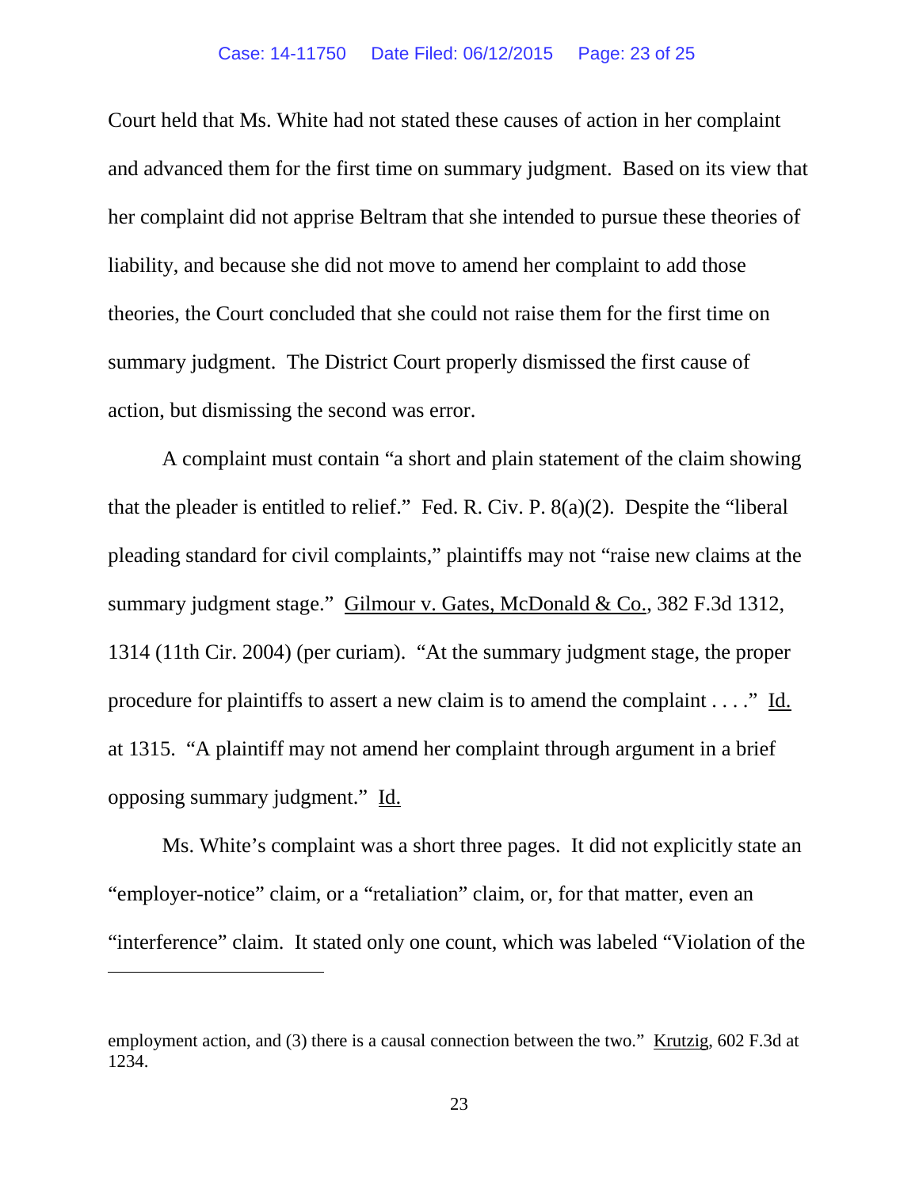Court held that Ms. White had not stated these causes of action in her complaint and advanced them for the first time on summary judgment. Based on its view that her complaint did not apprise Beltram that she intended to pursue these theories of liability, and because she did not move to amend her complaint to add those theories, the Court concluded that she could not raise them for the first time on summary judgment. The District Court properly dismissed the first cause of action, but dismissing the second was error.

A complaint must contain "a short and plain statement of the claim showing that the pleader is entitled to relief." Fed. R. Civ. P. 8(a)(2). Despite the "liberal pleading standard for civil complaints," plaintiffs may not "raise new claims at the summary judgment stage." Gilmour v. Gates, McDonald & Co., 382 F.3d 1312, 1314 (11th Cir. 2004) (per curiam). "At the summary judgment stage, the proper procedure for plaintiffs to assert a new claim is to amend the complaint . . . ." Id. at 1315. "A plaintiff may not amend her complaint through argument in a brief opposing summary judgment." Id.

Ms. White's complaint was a short three pages. It did not explicitly state an "employer-notice" claim, or a "retaliation" claim, or, for that matter, even an "interference" claim. It stated only one count, which was labeled "Violation of the

---

employment action, and (3) there is a causal connection between the two." Krutzig, 602 F.3d at 1234.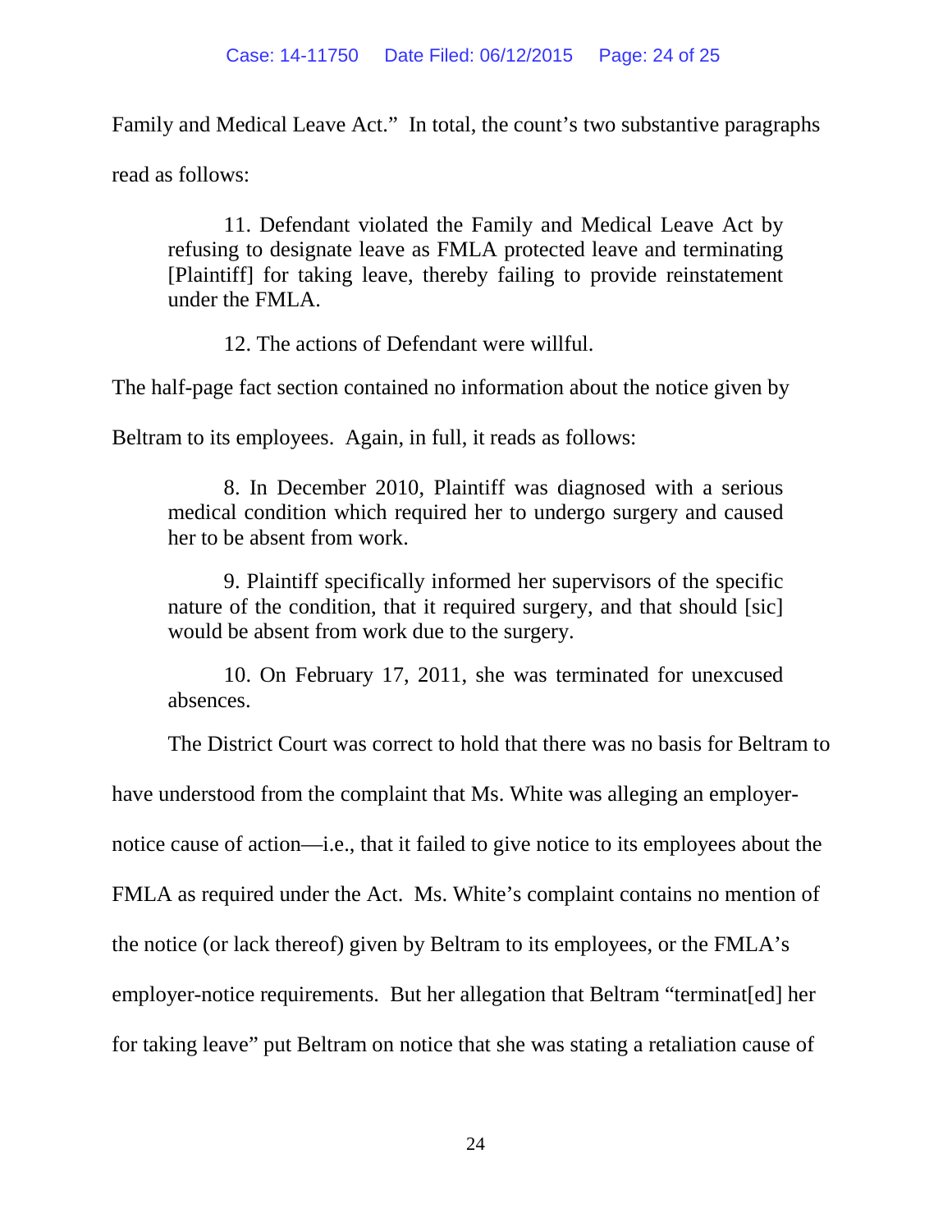Family and Medical Leave Act." In total, the count's two substantive paragraphs read as follows:

> 11. Defendant violated the Family and Medical Leave Act by refusing to designate leave as FMLA protected leave and terminating [Plaintiff] for taking leave, thereby failing to provide reinstatement under the FMLA.
>
> 12. The actions of Defendant were willful.

The half-page fact section contained no information about the notice given by Beltram to its employees. Again, in full, it reads as follows:

> 8. In December 2010, Plaintiff was diagnosed with a serious medical condition which required her to undergo surgery and caused her to be absent from work.
>
> 9. Plaintiff specifically informed her supervisors of the specific nature of the condition, that it required surgery, and that should [sic] would be absent from work due to the surgery.
>
> 10. On February 17, 2011, she was terminated for unexcused absences.

The District Court was correct to hold that there was no basis for Beltram to have understood from the complaint that Ms. White was alleging an employer-notice cause of action—i.e., that it failed to give notice to its employees about the FMLA as required under the Act. Ms. White's complaint contains no mention of the notice (or lack thereof) given by Beltram to its employees, or the FMLA's employer-notice requirements. But her allegation that Beltram "terminat[ed] her for taking leave" put Beltram on notice that she was stating a retaliation cause of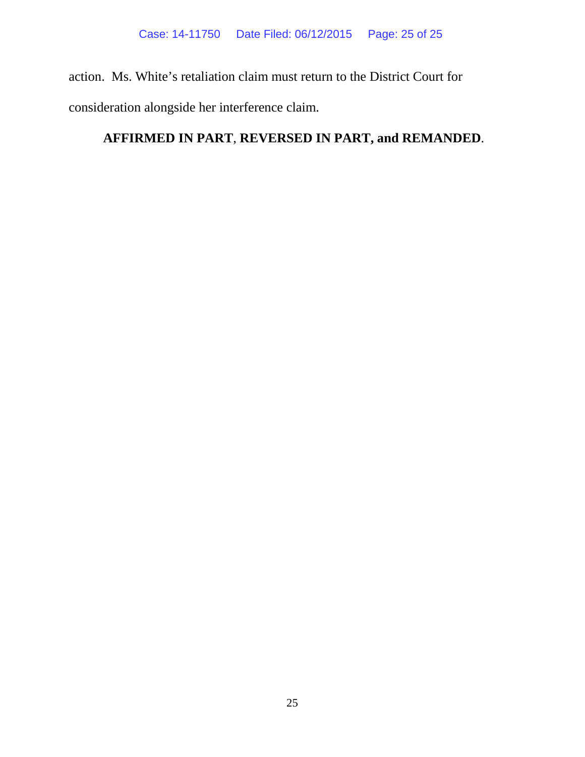action. Ms. White's retaliation claim must return to the District Court for consideration alongside her interference claim.

**AFFIRMED IN PART**, **REVERSED IN PART, and REMANDED**.